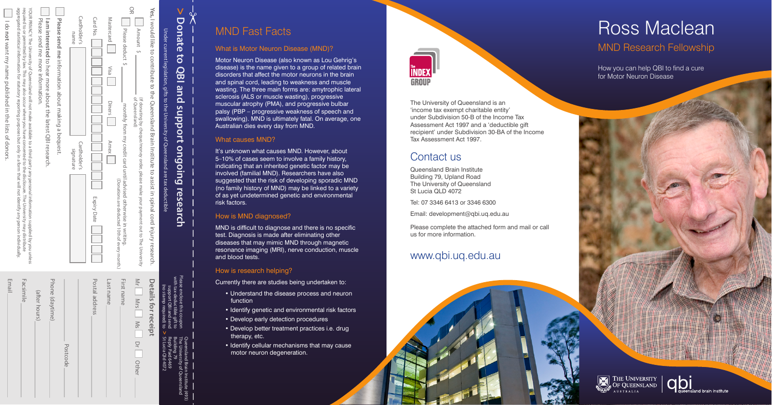# Ross Maclean

## MND Research Fellowship

How you can help QBI to find a cure for Motor Neuron Disease

## MND Fast Facts

### What is Motor Neuron Disease (MND)?

Motor Neuron Disease (also known as Lou Gehrig's disease) is the name given to a group of related brain disorders that affect the motor neurons in the brain and spinal cord, leading to weakness and muscle wasting. The three main forms are: amytrophic lateral sclerosis (ALS or muscle wasting), progressive muscular atrophy (PMA), and progressive bulbar palsy (PBP – progressive weakness of speech and swallowing). MND is ultimately fatal. On average, one Australian dies every day from MND.

### What causes MND?

It's unknown what causes MND. However, about 5–10% of cases seem to involve a family history, indicating that an inherited genetic factor may be involved (familial MND). Researchers have also suggested that the risk of developing sporadic MND (no family history of MND) may be linked to a variety of as yet undetermined genetic and environmental risk factors.

### How is MND diagnosed?

MND is difficult to diagnose and there is no specific test. Diagnosis is made after eliminating other diseases that may mimic MND through magnetic resonance imaging (MRI), nerve conduction, muscle and blood tests.

### How is research helping?

Currently there are studies being undertaken to:

- Understand the disease process and neuron function
- Identify genetic and environmental risk factors
- Develop early detection procedures
- Develop better treatment practices i.e. drug therapy, etc.
- Identify cellular mechanisms that may cause motor neuron degeneration.

The University of Queensland is an 'income tax exempt charitable entity' under Subdivision 50-B of the Income Tax Assessment Act 1997 and a 'deductible gift recipient' under Subdivision 30-BA of the Income Tax Assessment Act 1997.

## Contact us

Queensland Brain Institute
Building 79, Upland Road
The University of Queensland
St Lucia QLD 4072

Tel: 07 3346 6413 or 3346 6300

Email: development@qbi.uq.edu.au

Please complete the attached form and mail or call us for more information.

www.qbi.uq.edu.au

## > Donate to QBI and support ongoing research

Under current legislation, gifts to the University of Queensland are tax deductible

**Yes,** I would like to contribute to the Queensland Brain Institute to assist in spinal cord injury research.

☐ Amount $ ________ (If donating by cheque/money order, please make your payment out to The University of Queensland)

OR

☐ Please deduct $ ________ monthly from my credit card until advised otherwise in writing. (Donations are deducted 10th of every month.)

Mastercard ☐ Visa ☐ Diners ☐ Amex ☐

Card No. ________ Expiry Date ________

Cardholder's name ________ Cardholder's signature ________

☐ **Please send me** information about making a bequest.

☐ **I am interested** to hear more about the latest QBI research. Please send me more information.

YOUR PRIVACY: The University of Queensland will not make available to a third party any personal information supplied by you unless required to or permitted by law. This may also occur where you have consented to the disclosure. The University may distribute aggregated statistical information for statutory reporting purposes but only in a form that will not identify any person individually.

☐ I do **not** want my name published in the lists of donors.

### Details for receipt

Mr ☐ Mrs ☐ Ms ☐ Dr ☐ Other ________

First name ________

Last name ________

Postal address ________

Postcode ________

Phone (daytime) ________

(after hours) ________

Facsimile ________

Email ________

Please enclose this coupon with tax-deductible gift to support QBI and send (no stamp required) to > Queensland Brain Institute (#93) The University of Queensland Building 79 Reply Paid 6469 St Lucia Qld 4072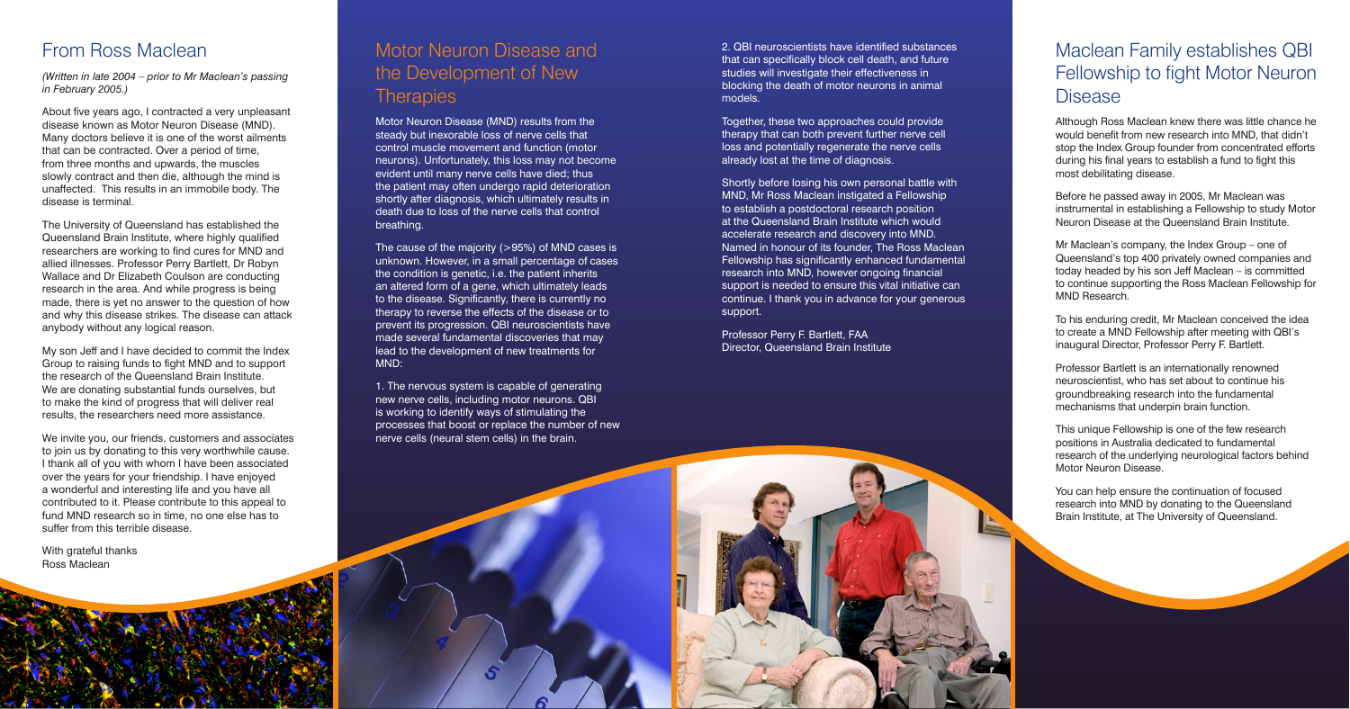## From Ross Maclean

*(Written in late 2004 – prior to Mr Maclean's passing in February 2005.)*

About five years ago, I contracted a very unpleasant disease known as Motor Neuron Disease (MND). Many doctors believe it is one of the worst ailments that can be contracted. Over a period of time, from three months and upwards, the muscles slowly contract and then die, although the mind is unaffected. This results in an immobile body. The disease is terminal.

The University of Queensland has established the Queensland Brain Institute, where highly qualified researchers are working to find cures for MND and allied illnesses. Professor Perry Bartlett, Dr Robyn Wallace and Dr Elizabeth Coulson are conducting research in the area. And while progress is being made, there is yet no answer to the question of how and why this disease strikes. The disease can attack anybody without any logical reason.

My son Jeff and I have decided to commit the Index Group to raising funds to fight MND and to support the research of the Queensland Brain Institute. We are donating substantial funds ourselves, but to make the kind of progress that will deliver real results, the researchers need more assistance.

We invite you, our friends, customers and associates to join us by donating to this very worthwhile cause. I thank all of you with whom I have been associated over the years for your friendship. I have enjoyed a wonderful and interesting life and you have all contributed to it. Please contribute to this appeal to fund MND research so in time, no one else has to suffer from this terrible disease.

With grateful thanks
Ross Maclean

## Motor Neuron Disease and the Development of New Therapies

Motor Neuron Disease (MND) results from the steady but inexorable loss of nerve cells that control muscle movement and function (motor neurons). Unfortunately, this loss may not become evident until many nerve cells have died; thus the patient may often undergo rapid deterioration shortly after diagnosis, which ultimately results in death due to loss of the nerve cells that control breathing.

The cause of the majority (>95%) of MND cases is unknown. However, in a small percentage of cases the condition is genetic, i.e. the patient inherits an altered form of a gene, which ultimately leads to the disease. Significantly, there is currently no therapy to reverse the effects of the disease or to prevent its progression. QBI neuroscientists have made several fundamental discoveries that may lead to the development of new treatments for MND:

1. The nervous system is capable of generating new nerve cells, including motor neurons. QBI is working to identify ways of stimulating the processes that boost or replace the number of new nerve cells (neural stem cells) in the brain.

2. QBI neuroscientists have identified substances that can specifically block cell death, and future studies will investigate their effectiveness in blocking the death of motor neurons in animal models.

Together, these two approaches could provide therapy that can both prevent further nerve cell loss and potentially regenerate the nerve cells already lost at the time of diagnosis.

Shortly before losing his own personal battle with MND, Mr Ross Maclean instigated a Fellowship to establish a postdoctoral research position at the Queensland Brain Institute which would accelerate research and discovery into MND. Named in honour of its founder, The Ross Maclean Fellowship has significantly enhanced fundamental research into MND, however ongoing financial support is needed to ensure this vital initiative can continue. I thank you in advance for your generous support.

Professor Perry F. Bartlett, FAA
Director, Queensland Brain Institute

## Maclean Family establishes QBI Fellowship to fight Motor Neuron Disease

Although Ross Maclean knew there was little chance he would benefit from new research into MND, that didn't stop the Index Group founder from concentrated efforts during his final years to establish a fund to fight this most debilitating disease.

Before he passed away in 2005, Mr Maclean was instrumental in establishing a Fellowship to study Motor Neuron Disease at the Queensland Brain Institute.

Mr Maclean's company, the Index Group – one of Queensland's top 400 privately owned companies and today headed by his son Jeff Maclean – is committed to continue supporting the Ross Maclean Fellowship for MND Research.

To his enduring credit, Mr Maclean conceived the idea to create a MND Fellowship after meeting with QBI's inaugural Director, Professor Perry F. Bartlett.

Professor Bartlett is an internationally renowned neuroscientist, who has set about to continue his groundbreaking research into the fundamental mechanisms that underpin brain function.

This unique Fellowship is one of the few research positions in Australia dedicated to fundamental research of the underlying neurological factors behind Motor Neuron Disease.

You can help ensure the continuation of focused research into MND by donating to the Queensland Brain Institute, at The University of Queensland.